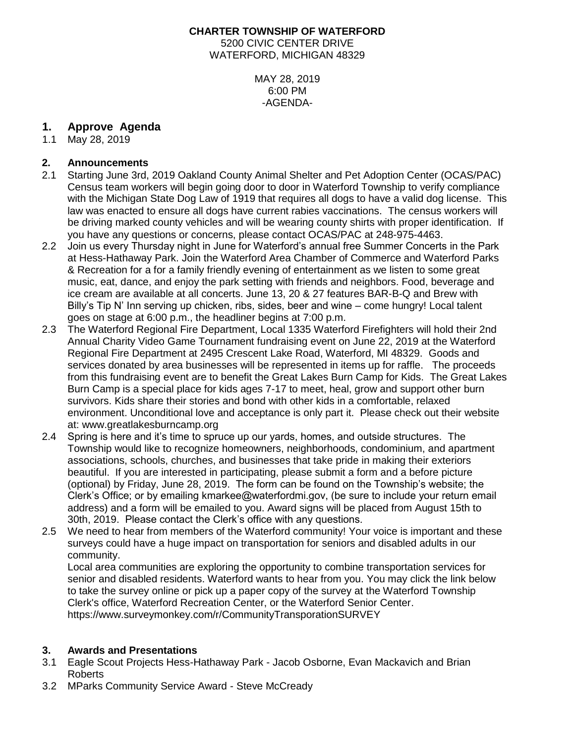**CHARTER TOWNSHIP OF WATERFORD**
5200 CIVIC CENTER DRIVE
WATERFORD, MICHIGAN 48329

MAY 28, 2019
6:00 PM
-AGENDA-

## 1. Approve Agenda

1.1 May 28, 2019

### 2. Announcements

2.1 Starting June 3rd, 2019 Oakland County Animal Shelter and Pet Adoption Center (OCAS/PAC) Census team workers will begin going door to door in Waterford Township to verify compliance with the Michigan State Dog Law of 1919 that requires all dogs to have a valid dog license. This law was enacted to ensure all dogs have current rabies vaccinations. The census workers will be driving marked county vehicles and will be wearing county shirts with proper identification. If you have any questions or concerns, please contact OCAS/PAC at 248-975-4463.

2.2 Join us every Thursday night in June for Waterford's annual free Summer Concerts in the Park at Hess-Hathaway Park. Join the Waterford Area Chamber of Commerce and Waterford Parks & Recreation for a for a family friendly evening of entertainment as we listen to some great music, eat, dance, and enjoy the park setting with friends and neighbors. Food, beverage and ice cream are available at all concerts. June 13, 20 & 27 features BAR-B-Q and Brew with Billy's Tip N' Inn serving up chicken, ribs, sides, beer and wine – come hungry! Local talent goes on stage at 6:00 p.m., the headliner begins at 7:00 p.m.

2.3 The Waterford Regional Fire Department, Local 1335 Waterford Firefighters will hold their 2nd Annual Charity Video Game Tournament fundraising event on June 22, 2019 at the Waterford Regional Fire Department at 2495 Crescent Lake Road, Waterford, MI 48329. Goods and services donated by area businesses will be represented in items up for raffle. The proceeds from this fundraising event are to benefit the Great Lakes Burn Camp for Kids. The Great Lakes Burn Camp is a special place for kids ages 7-17 to meet, heal, grow and support other burn survivors. Kids share their stories and bond with other kids in a comfortable, relaxed environment. Unconditional love and acceptance is only part it. Please check out their website at: www.greatlakesburncamp.org

2.4 Spring is here and it's time to spruce up our yards, homes, and outside structures. The Township would like to recognize homeowners, neighborhoods, condominium, and apartment associations, schools, churches, and businesses that take pride in making their exteriors beautiful. If you are interested in participating, please submit a form and a before picture (optional) by Friday, June 28, 2019. The form can be found on the Township's website; the Clerk's Office; or by emailing kmarkee@waterfordmi.gov, (be sure to include your return email address) and a form will be emailed to you. Award signs will be placed from August 15th to 30th, 2019. Please contact the Clerk's office with any questions.

2.5 We need to hear from members of the Waterford community! Your voice is important and these surveys could have a huge impact on transportation for seniors and disabled adults in our community.
Local area communities are exploring the opportunity to combine transportation services for senior and disabled residents. Waterford wants to hear from you. You may click the link below to take the survey online or pick up a paper copy of the survey at the Waterford Township Clerk's office, Waterford Recreation Center, or the Waterford Senior Center.
https://www.surveymonkey.com/r/CommunityTransporationSURVEY

### 3. Awards and Presentations

3.1 Eagle Scout Projects Hess-Hathaway Park - Jacob Osborne, Evan Mackavich and Brian Roberts

3.2 MParks Community Service Award - Steve McCready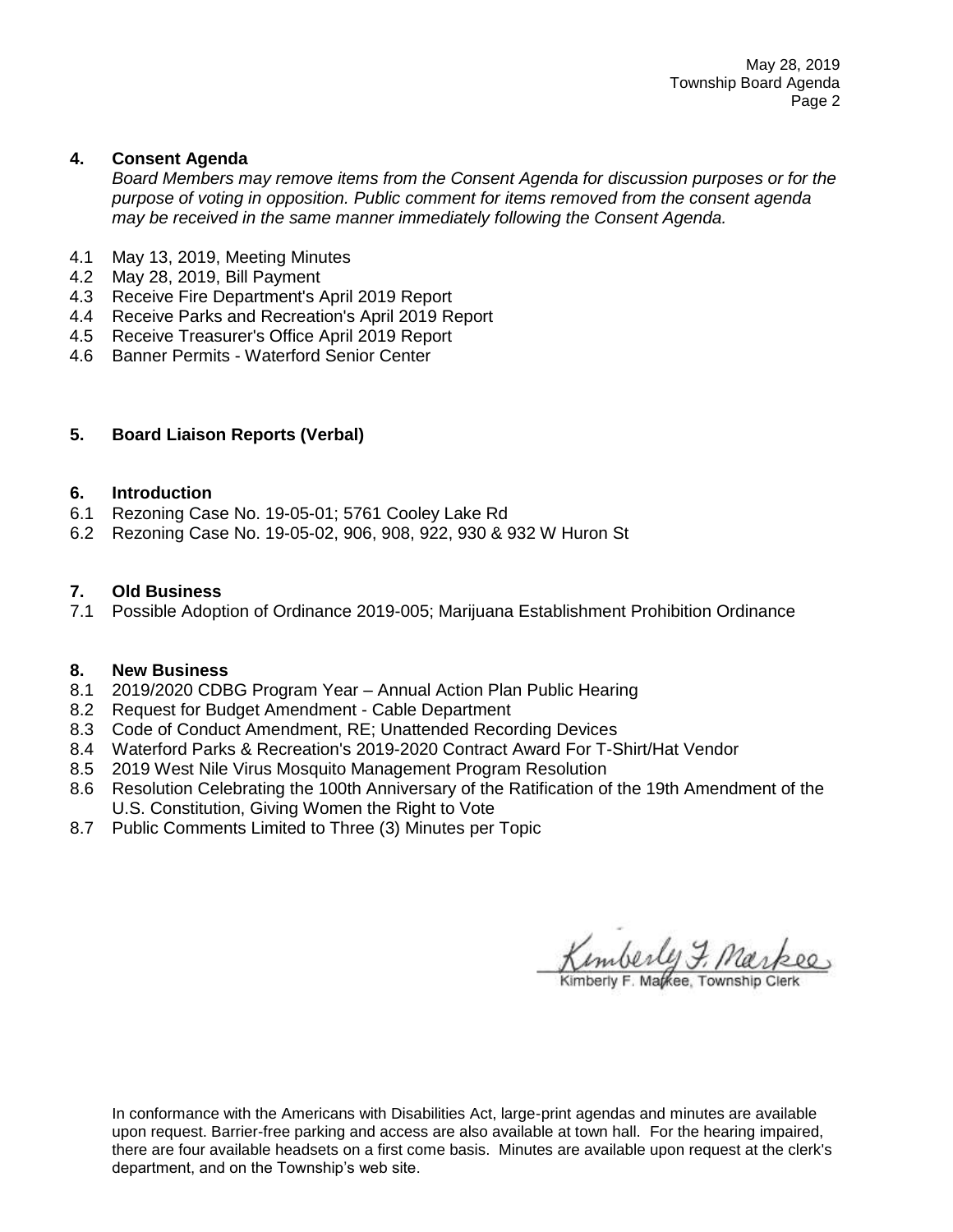## 4. Consent Agenda

*Board Members may remove items from the Consent Agenda for discussion purposes or for the purpose of voting in opposition. Public comment for items removed from the consent agenda may be received in the same manner immediately following the Consent Agenda.*

4.1 May 13, 2019, Meeting Minutes
4.2 May 28, 2019, Bill Payment
4.3 Receive Fire Department's April 2019 Report
4.4 Receive Parks and Recreation's April 2019 Report
4.5 Receive Treasurer's Office April 2019 Report
4.6 Banner Permits - Waterford Senior Center

## 5. Board Liaison Reports (Verbal)

## 6. Introduction

6.1 Rezoning Case No. 19-05-01; 5761 Cooley Lake Rd
6.2 Rezoning Case No. 19-05-02, 906, 908, 922, 930 & 932 W Huron St

## 7. Old Business

7.1 Possible Adoption of Ordinance 2019-005; Marijuana Establishment Prohibition Ordinance

## 8. New Business

8.1 2019/2020 CDBG Program Year – Annual Action Plan Public Hearing
8.2 Request for Budget Amendment - Cable Department
8.3 Code of Conduct Amendment, RE; Unattended Recording Devices
8.4 Waterford Parks & Recreation's 2019-2020 Contract Award For T-Shirt/Hat Vendor
8.5 2019 West Nile Virus Mosquito Management Program Resolution
8.6 Resolution Celebrating the 100th Anniversary of the Ratification of the 19th Amendment of the U.S. Constitution, Giving Women the Right to Vote
8.7 Public Comments Limited to Three (3) Minutes per Topic

Kimberly F. Markee
Kimberly F. Markee, Township Clerk

In conformance with the Americans with Disabilities Act, large-print agendas and minutes are available upon request. Barrier-free parking and access are also available at town hall. For the hearing impaired, there are four available headsets on a first come basis. Minutes are available upon request at the clerk's department, and on the Township's web site.